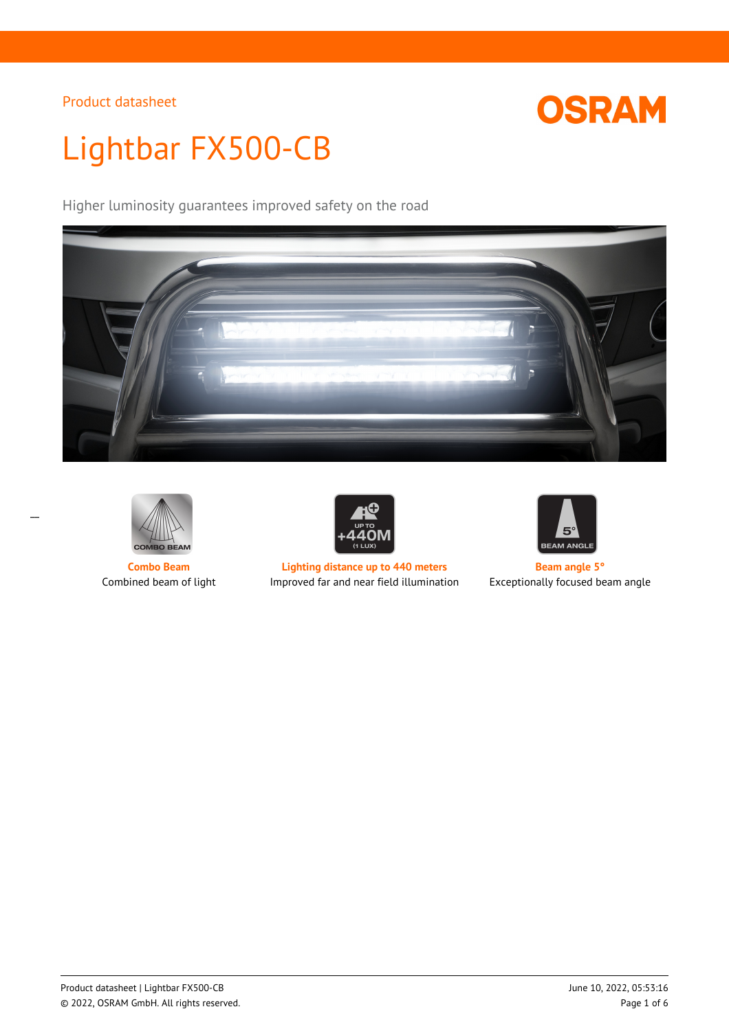Product datasheet

# Lightbar FX500-CB

Higher luminosity guarantees improved safety on the road

**Combo Beam**
Combined beam of light

**Lighting distance up to 440 meters**
Improved far and near field illumination

**Beam angle 5°**
Exceptionally focused beam angle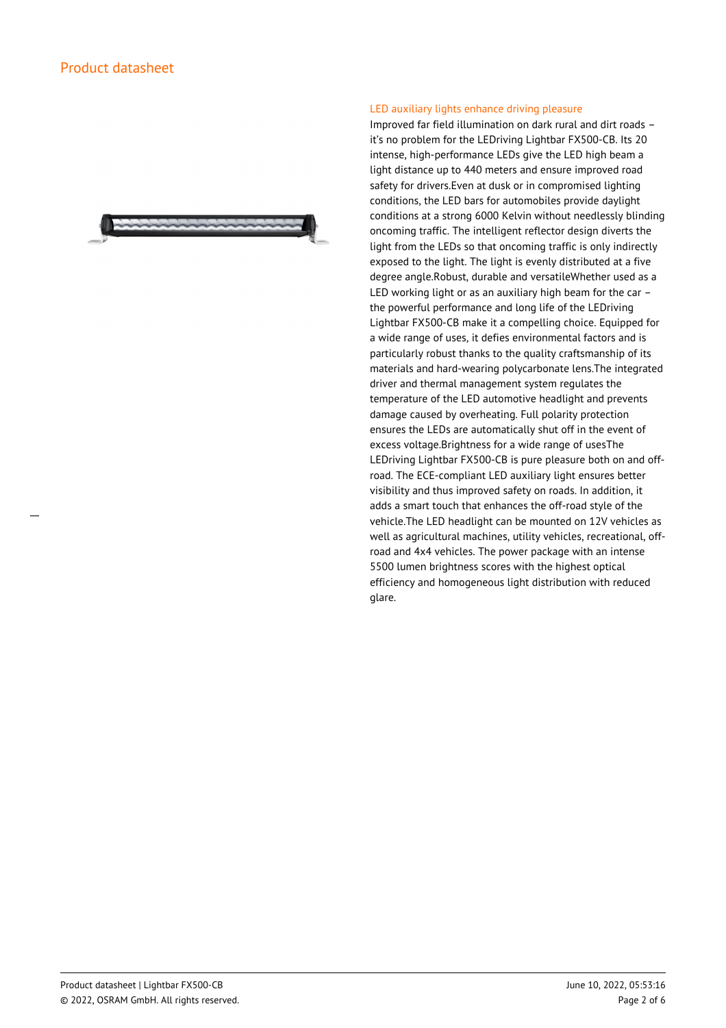## LED auxiliary lights enhance driving pleasure

Improved far field illumination on dark rural and dirt roads – it's no problem for the LEDriving Lightbar FX500-CB. Its 20 intense, high-performance LEDs give the LED high beam a light distance up to 440 meters and ensure improved road safety for drivers.Even at dusk or in compromised lighting conditions, the LED bars for automobiles provide daylight conditions at a strong 6000 Kelvin without needlessly blinding oncoming traffic. The intelligent reflector design diverts the light from the LEDs so that oncoming traffic is only indirectly exposed to the light. The light is evenly distributed at a five degree angle.Robust, durable and versatileWhether used as a LED working light or as an auxiliary high beam for the car – the powerful performance and long life of the LEDriving Lightbar FX500-CB make it a compelling choice. Equipped for a wide range of uses, it defies environmental factors and is particularly robust thanks to the quality craftsmanship of its materials and hard-wearing polycarbonate lens.The integrated driver and thermal management system regulates the temperature of the LED automotive headlight and prevents damage caused by overheating. Full polarity protection ensures the LEDs are automatically shut off in the event of excess voltage.Brightness for a wide range of usesThe LEDriving Lightbar FX500-CB is pure pleasure both on and off-road. The ECE-compliant LED auxiliary light ensures better visibility and thus improved safety on roads. In addition, it adds a smart touch that enhances the off-road style of the vehicle.The LED headlight can be mounted on 12V vehicles as well as agricultural machines, utility vehicles, recreational, off-road and 4x4 vehicles. The power package with an intense 5500 lumen brightness scores with the highest optical efficiency and homogeneous light distribution with reduced glare.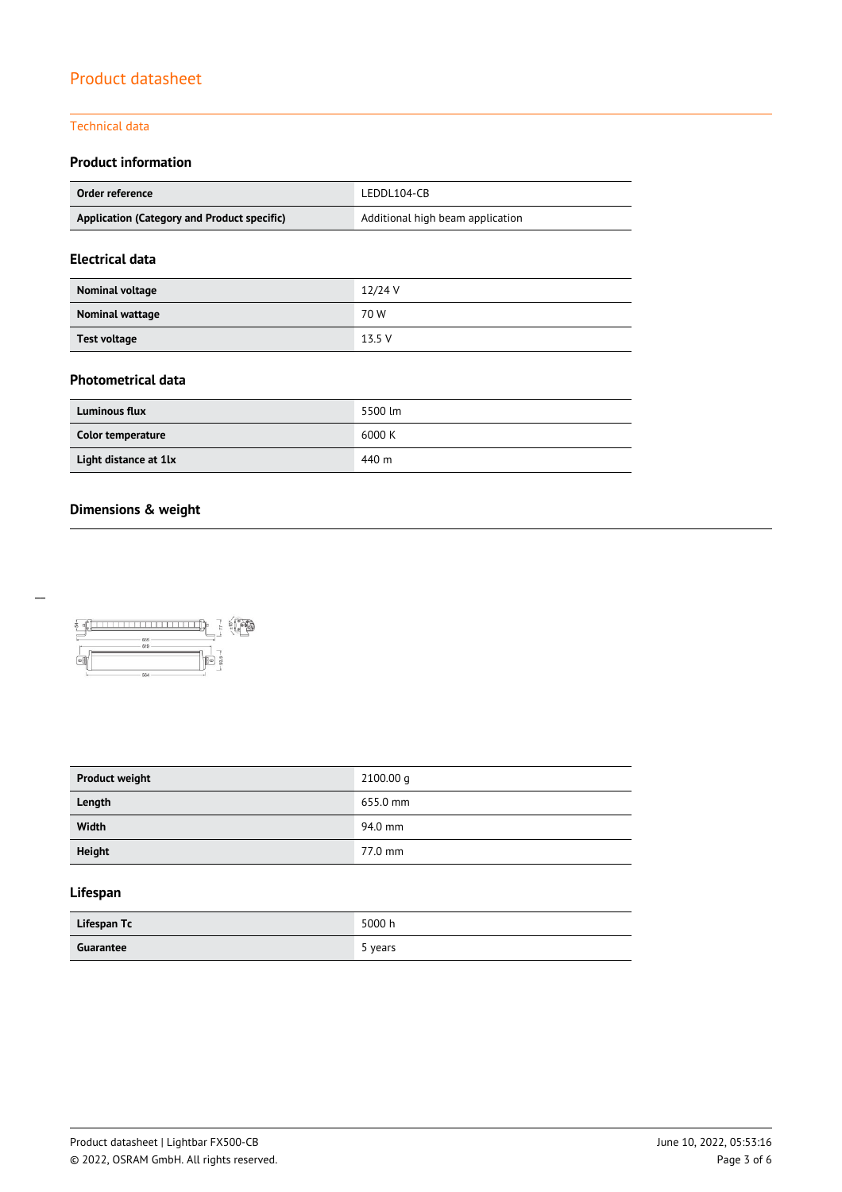Product datasheet

Technical data

## Product information

| | |
|---|---|
| **Order reference** | LEDDL104-CB |
| **Application (Category and Product specific)** | Additional high beam application |

## Electrical data

| | |
|---|---|
| **Nominal voltage** | 12/24 V |
| **Nominal wattage** | 70 W |
| **Test voltage** | 13.5 V |

## Photometrical data

| | |
|---|---|
| **Luminous flux** | 5500 lm |
| **Color temperature** | 6000 K |
| **Light distance at 1lx** | 440 m |

## Dimensions & weight

| | |
|---|---|
| **Product weight** | 2100.00 g |
| **Length** | 655.0 mm |
| **Width** | 94.0 mm |
| **Height** | 77.0 mm |

## Lifespan

| | |
|---|---|
| **Lifespan Tc** | 5000 h |
| **Guarantee** | 5 years |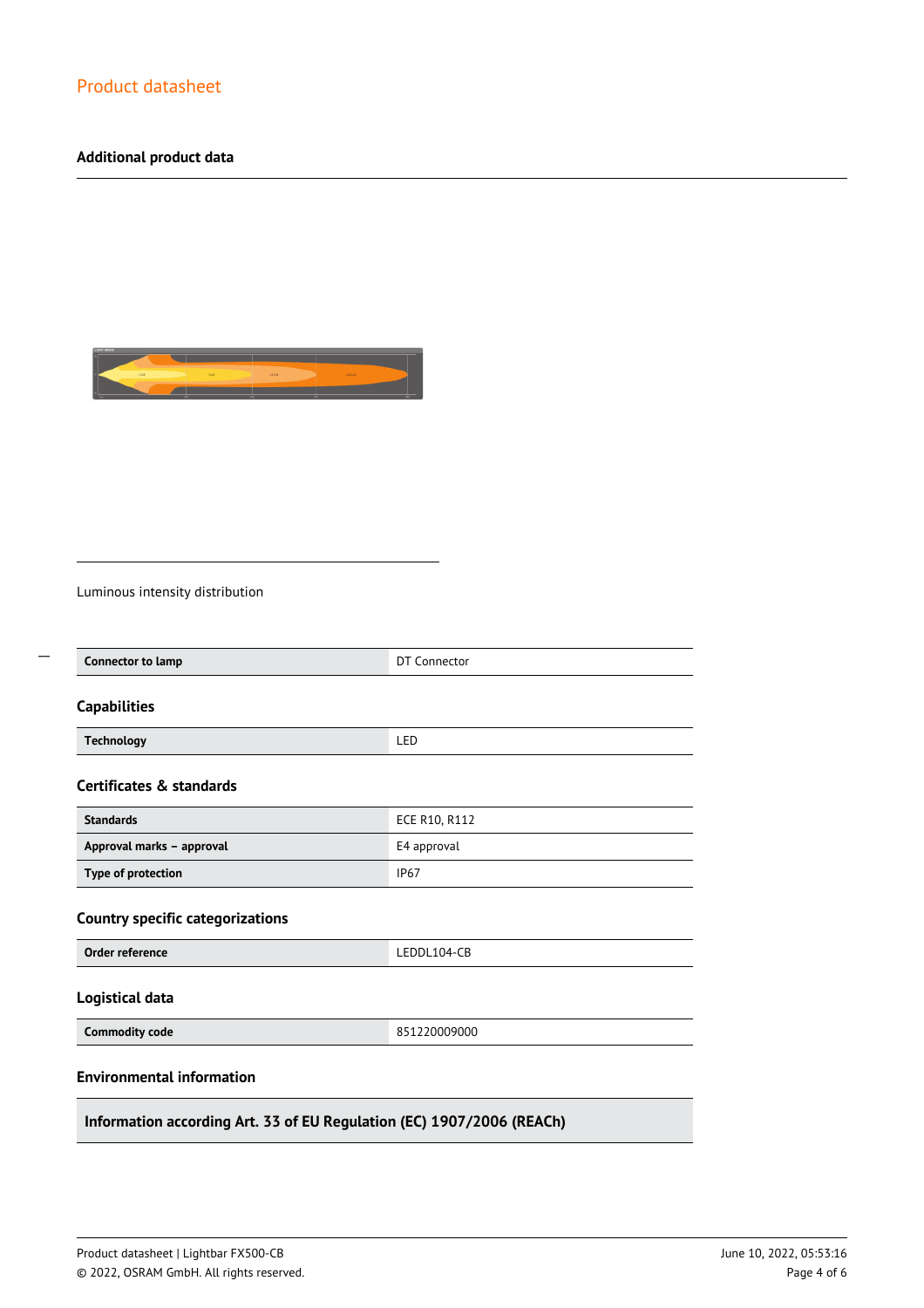## Additional product data

Luminous intensity distribution

| Connector to lamp | DT Connector |
| --- | --- |

### Capabilities

| Technology | LED |
| --- | --- |

### Certificates & standards

| Standards | ECE R10, R112 |
| --- | --- |
| Approval marks – approval | E4 approval |
| Type of protection | IP67 |

### Country specific categorizations

| Order reference | LEDDL104-CB |
| --- | --- |

### Logistical data

| Commodity code | 851220009000 |
| --- | --- |

### Environmental information

| Information according Art. 33 of EU Regulation (EC) 1907/2006 (REACh) |
| --- |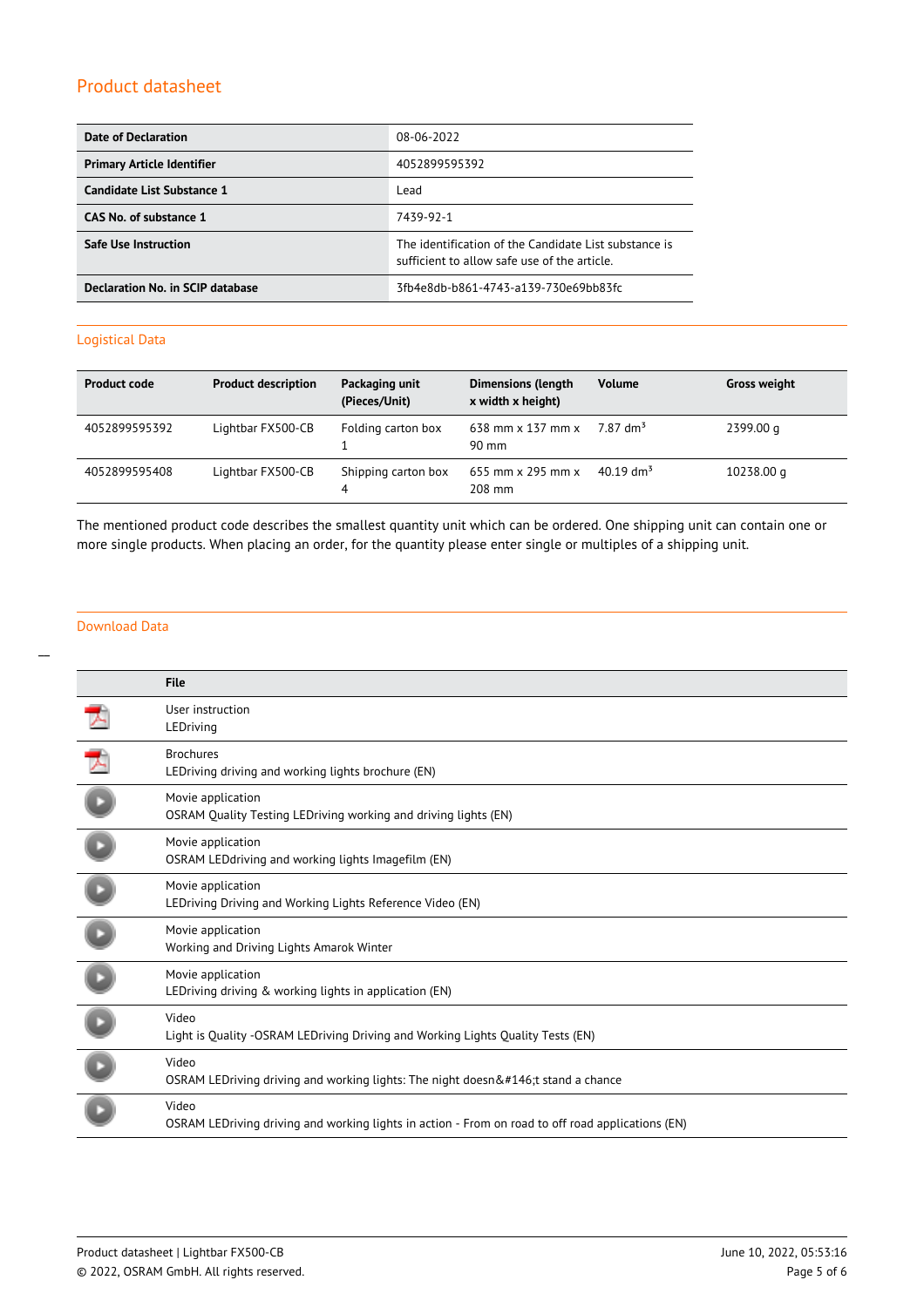## Product datasheet

| Date of Declaration | 08-06-2022 |
|---|---|
| Primary Article Identifier | 4052899595392 |
| Candidate List Substance 1 | Lead |
| CAS No. of substance 1 | 7439-92-1 |
| Safe Use Instruction | The identification of the Candidate List substance is sufficient to allow safe use of the article. |
| Declaration No. in SCIP database | 3fb4e8db-b861-4743-a139-730e69bb83fc |

### Logistical Data

| Product code | Product description | Packaging unit (Pieces/Unit) | Dimensions (length x width x height) | Volume | Gross weight |
|---|---|---|---|---|---|
| 4052899595392 | Lightbar FX500-CB | Folding carton box 1 | 638 mm x 137 mm x 90 mm | 7.87 $dm^3$ | 2399.00 g |
| 4052899595408 | Lightbar FX500-CB | Shipping carton box 4 | 655 mm x 295 mm x 208 mm | 40.19 $dm^3$ | 10238.00 g |

The mentioned product code describes the smallest quantity unit which can be ordered. One shipping unit can contain one or more single products. When placing an order, for the quantity please enter single or multiples of a shipping unit.

### Download Data

| | File |
|---|---|
| | User instruction<br>LEDriving |
| | Brochures<br>LEDriving driving and working lights brochure (EN) |
| | Movie application<br>OSRAM Quality Testing LEDriving working and driving lights (EN) |
| | Movie application<br>OSRAM LEDdriving and working lights Imagefilm (EN) |
| | Movie application<br>LEDriving Driving and Working Lights Reference Video (EN) |
| | Movie application<br>Working and Driving Lights Amarok Winter |
| | Movie application<br>LEDriving driving & working lights in application (EN) |
| | Video<br>Light is Quality -OSRAM LEDriving Driving and Working Lights Quality Tests (EN) |
| | Video<br>OSRAM LEDriving driving and working lights: The night doesn&#146;t stand a chance |
| | Video<br>OSRAM LEDriving driving and working lights in action - From on road to off road applications (EN) |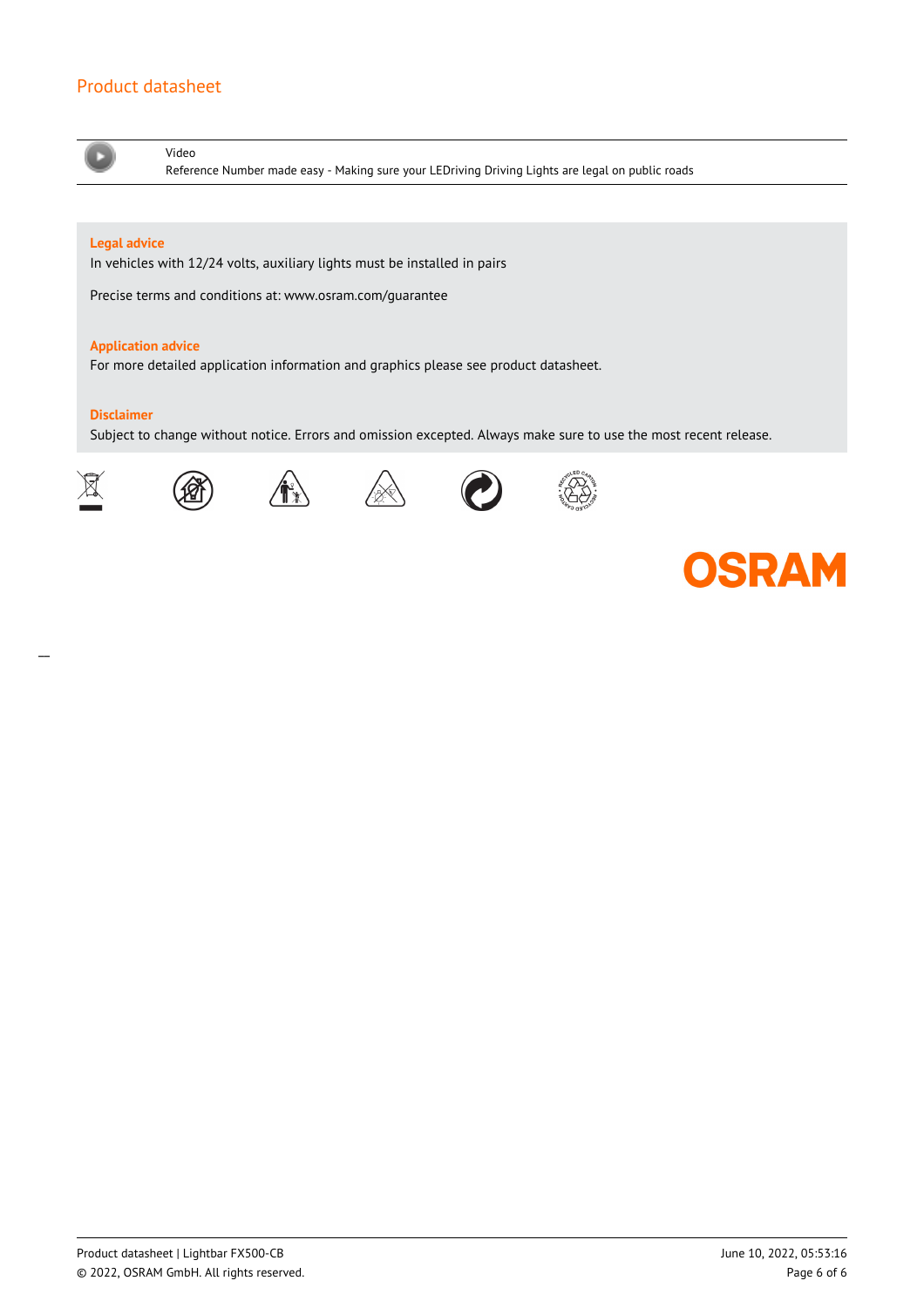Video
Reference Number made easy - Making sure your LEDriving Driving Lights are legal on public roads

### Legal advice

In vehicles with 12/24 volts, auxiliary lights must be installed in pairs

Precise terms and conditions at: www.osram.com/guarantee

### Application advice

For more detailed application information and graphics please see product datasheet.

### Disclaimer

Subject to change without notice. Errors and omission excepted. Always make sure to use the most recent release.

OSRAM